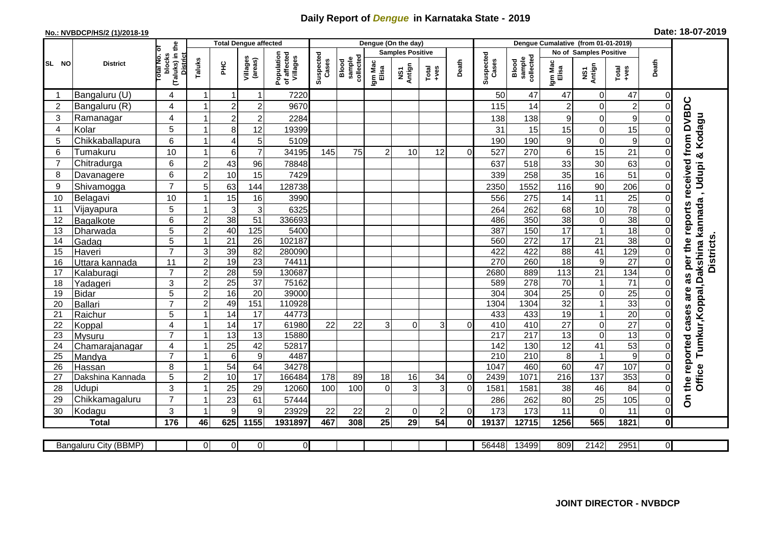# Daily Report of *Dengue* in Karnataka State - 2019

**No.: NVBDCP/HS/2 (1)/2018-19**

**Date: 18-07-2019**

| SL NO | District | Total No. of blocks (Taluks) in the District | Total Dengue affected | | | | Dengue (On the day) | | | | | | | Dengue Cumalative (from 01-01-2019) | | | | | | | |
|---|---|---|---|---|---|---|---|---|---|---|---|---|---|---|---|---|---|---|---|---|
| | | | Taluks | PHC | Villages (areas) | Population of affected Villages | Suspected Cases | Blood sample collected | Samples Positive | | | Death | Suspected Cases | Blood sample collected | No of Samples Positive | | | Death | |
| | | | | | | | | | Igm Mac Elisa | NS1 Antign | Total +ves | | | | Igm Mac Elisa | NS1 Antign | Total +ves | | |
| 1 | Bangaluru (U) | 4 | 1 | 1 | 1 | 7220 | | | | | | | 50 | 47 | 47 | 0 | 47 | 0 | On the reported cases are as per the reports received from DVBDC Office Tumkur,Koppal,Dakshina kannada , Udupi & Kodagu Districts. |
| 2 | Bangaluru (R) | 4 | 1 | 2 | 2 | 9670 | | | | | | | 115 | 14 | 2 | 0 | 2 | 0 | |
| 3 | Ramanagar | 4 | 1 | 2 | 2 | 2284 | | | | | | | 138 | 138 | 9 | 0 | 9 | 0 | |
| 4 | Kolar | 5 | 1 | 8 | 12 | 19399 | | | | | | | 31 | 15 | 15 | 0 | 15 | 0 | |
| 5 | Chikkaballapura | 6 | 1 | 4 | 5 | 5109 | | | | | | | 190 | 190 | 9 | 0 | 9 | 0 | |
| 6 | Tumakuru | 10 | 1 | 6 | 7 | 34195 | 145 | 75 | 2 | 10 | 12 | 0 | 527 | 270 | 6 | 15 | 21 | 0 | |
| 7 | Chitradurga | 6 | 2 | 43 | 96 | 78848 | | | | | | | 637 | 518 | 33 | 30 | 63 | 0 | |
| 8 | Davanagere | 6 | 2 | 10 | 15 | 7429 | | | | | | | 339 | 258 | 35 | 16 | 51 | 0 | |
| 9 | Shivamogga | 7 | 5 | 63 | 144 | 128738 | | | | | | | 2350 | 1552 | 116 | 90 | 206 | 0 | |
| 10 | Belagavi | 10 | 1 | 15 | 16 | 3990 | | | | | | | 556 | 275 | 14 | 11 | 25 | 0 | |
| 11 | Vijayapura | 5 | 1 | 3 | 3 | 6325 | | | | | | | 264 | 262 | 68 | 10 | 78 | 0 | |
| 12 | Bagalkote | 6 | 2 | 38 | 51 | 336693 | | | | | | | 486 | 350 | 38 | 0 | 38 | 0 | |
| 13 | Dharwada | 5 | 2 | 40 | 125 | 5400 | | | | | | | 387 | 150 | 17 | 1 | 18 | 0 | |
| 14 | Gadag | 5 | 1 | 21 | 26 | 102187 | | | | | | | 560 | 272 | 17 | 21 | 38 | 0 | |
| 15 | Haveri | 7 | 3 | 39 | 82 | 280090 | | | | | | | 422 | 422 | 88 | 41 | 129 | 0 | |
| 16 | Uttara kannada | 11 | 2 | 19 | 23 | 74411 | | | | | | | 270 | 260 | 18 | 9 | 27 | 0 | |
| 17 | Kalaburagi | 7 | 2 | 28 | 59 | 130687 | | | | | | | 2680 | 889 | 113 | 21 | 134 | 0 | |
| 18 | Yadageri | 3 | 2 | 25 | 37 | 75162 | | | | | | | 589 | 278 | 70 | 1 | 71 | 0 | |
| 19 | Bidar | 5 | 2 | 16 | 20 | 39000 | | | | | | | 304 | 304 | 25 | 0 | 25 | 0 | |
| 20 | Ballari | 7 | 2 | 49 | 151 | 110928 | | | | | | | 1304 | 1304 | 32 | 1 | 33 | 0 | |
| 21 | Raichur | 5 | 1 | 14 | 17 | 44773 | | | | | | | 433 | 433 | 19 | 1 | 20 | 0 | |
| 22 | Koppal | 4 | 1 | 14 | 17 | 61980 | 22 | 22 | 3 | 0 | 3 | 0 | 410 | 410 | 27 | 0 | 27 | 0 | |
| 23 | Mysuru | 7 | 1 | 13 | 13 | 15880 | | | | | | | 217 | 217 | 13 | 0 | 13 | 0 | |
| 24 | Chamarajanagar | 4 | 1 | 25 | 42 | 52817 | | | | | | | 142 | 130 | 12 | 41 | 53 | 0 | |
| 25 | Mandya | 7 | 1 | 6 | 9 | 4487 | | | | | | | 210 | 210 | 8 | 1 | 9 | 0 | |
| 26 | Hassan | 8 | 1 | 54 | 64 | 34278 | | | | | | | 1047 | 460 | 60 | 47 | 107 | 0 | |
| 27 | Dakshina Kannada | 5 | 2 | 10 | 17 | 166484 | 178 | 89 | 18 | 16 | 34 | 0 | 2439 | 1071 | 216 | 137 | 353 | 0 | |
| 28 | Udupi | 3 | 1 | 25 | 29 | 12060 | 100 | 100 | 0 | 3 | 3 | 0 | 1581 | 1581 | 38 | 46 | 84 | 0 | |
| 29 | Chikkamagaluru | 7 | 1 | 23 | 61 | 57444 | | | | | | | 286 | 262 | 80 | 25 | 105 | 0 | |
| 30 | Kodagu | 3 | 1 | 9 | 9 | 23929 | 22 | 22 | 2 | 0 | 2 | 0 | 173 | 173 | 11 | 0 | 11 | 0 | |
| | **Total** | **176** | **46** | **625** | **1155** | **1931897** | **467** | **308** | **25** | **29** | **54** | **0** | **19137** | **12715** | **1256** | **565** | **1821** | **0** | |

| Bangaluru City (BBMP) | | 0 | 0 | 0 | 0 | | | | | | | 56448 | 13499 | 809 | 2142 | 2951 | 0 |
|---|---|---|---|---|---|---|---|---|---|---|---|---|---|---|---|---|---|

**JOINT DIRECTOR - NVBDCP**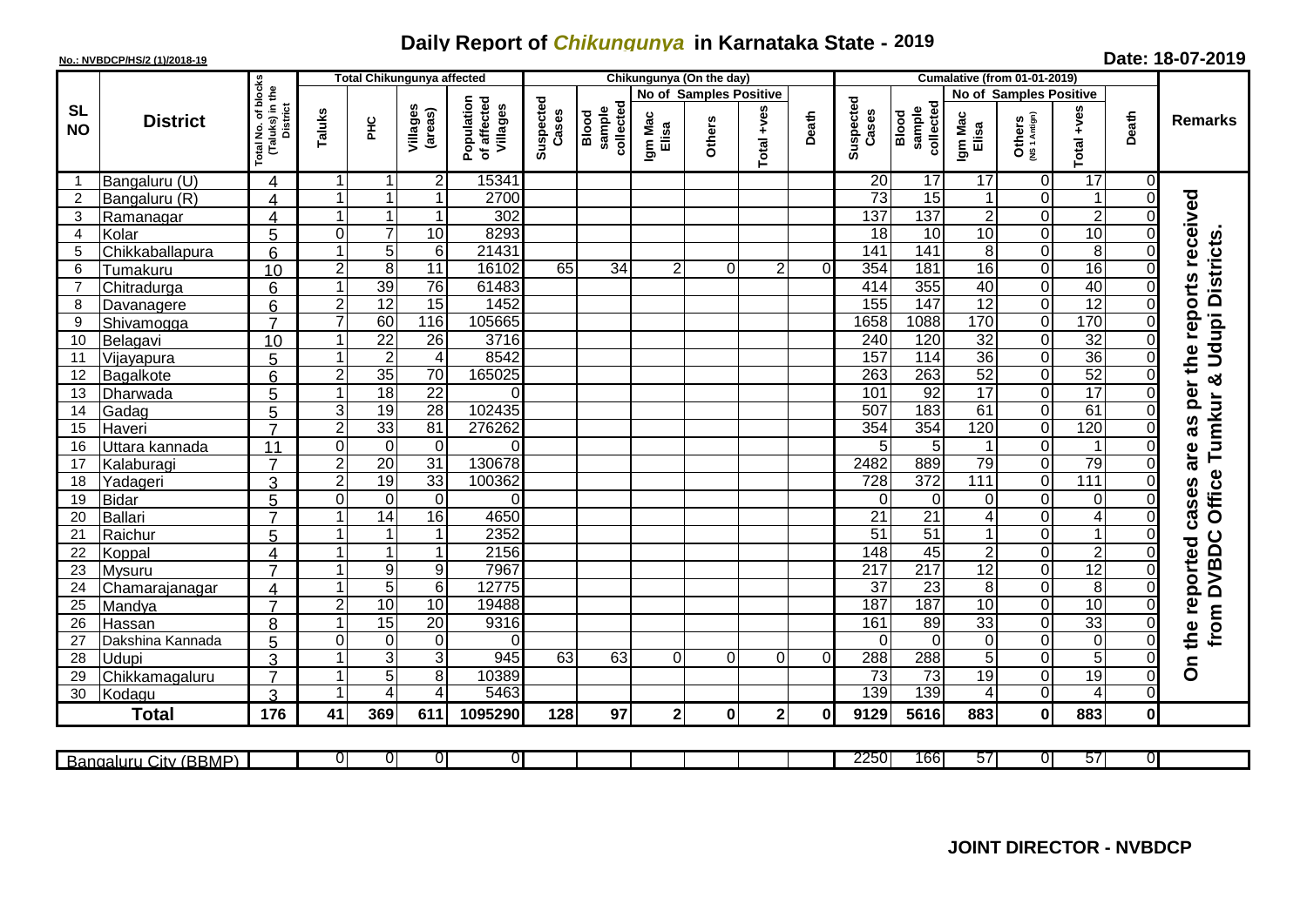**No.: NVBDCP/HS/2 (1)/2018-19**

# Daily Report of *Chikungunya* in Karnataka State - 2019

**Date: 18-07-2019**

| SL NO | District | Total No. of blocks (Taluks) in the District | Total Chikungunya affected | | | | Chikungunya (On the day) | | | | | | | Cumalative (from 01-01-2019) | | | | | | | Remarks |
|---|---|---|---|---|---|---|---|---|---|---|---|---|---|---|---|---|---|---|---|---|---|
| | | | Taluks | PHC | Villages (areas) | Population of affected Villages | Suspected Cases | Blood sample collected | No of Samples Positive | | | Death | Suspected Cases | Blood sample collected | No of Samples Positive | | | Death | |
| | | | | | | | | | Igm Mac Elisa | Others | Total +ves | | | | Igm Mac Elisa | Others (NS 1 Antign) | Total +ves | | |
| 1 | Bangaluru (U) | 4 | 1 | 1 | 2 | 15341 | | | | | | | 20 | 17 | 17 | 0 | 17 | 0 | On the reported cases are as per the reports received from DVBDC Office Tumkur & Udupi Districts. |
| 2 | Bangaluru (R) | 4 | 1 | 1 | 1 | 2700 | | | | | | | 73 | 15 | 1 | 0 | 1 | 0 | |
| 3 | Ramanagar | 4 | 1 | 1 | 1 | 302 | | | | | | | 137 | 137 | 2 | 0 | 2 | 0 | |
| 4 | Kolar | 5 | 0 | 7 | 10 | 8293 | | | | | | | 18 | 10 | 10 | 0 | 10 | 0 | |
| 5 | Chikkaballapura | 6 | 1 | 5 | 6 | 21431 | | | | | | | 141 | 141 | 8 | 0 | 8 | 0 | |
| 6 | Tumakuru | 10 | 2 | 8 | 11 | 16102 | 65 | 34 | 2 | 0 | 2 | 0 | 354 | 181 | 16 | 0 | 16 | 0 | |
| 7 | Chitradurga | 6 | 1 | 39 | 76 | 61483 | | | | | | | 414 | 355 | 40 | 0 | 40 | 0 | |
| 8 | Davanagere | 6 | 2 | 12 | 15 | 1452 | | | | | | | 155 | 147 | 12 | 0 | 12 | 0 | |
| 9 | Shivamogga | 7 | 7 | 60 | 116 | 105665 | | | | | | | 1658 | 1088 | 170 | 0 | 170 | 0 | |
| 10 | Belagavi | 10 | 1 | 22 | 26 | 3716 | | | | | | | 240 | 120 | 32 | 0 | 32 | 0 | |
| 11 | Vijayapura | 5 | 1 | 2 | 4 | 8542 | | | | | | | 157 | 114 | 36 | 0 | 36 | 0 | |
| 12 | Bagalkote | 6 | 2 | 35 | 70 | 165025 | | | | | | | 263 | 263 | 52 | 0 | 52 | 0 | |
| 13 | Dharwada | 5 | 1 | 18 | 22 | 0 | | | | | | | 101 | 92 | 17 | 0 | 17 | 0 | |
| 14 | Gadag | 5 | 3 | 19 | 28 | 102435 | | | | | | | 507 | 183 | 61 | 0 | 61 | 0 | |
| 15 | Haveri | 7 | 2 | 33 | 81 | 276262 | | | | | | | 354 | 354 | 120 | 0 | 120 | 0 | |
| 16 | Uttara kannada | 11 | 0 | 0 | 0 | 0 | | | | | | | 5 | 5 | 1 | 0 | 1 | 0 | |
| 17 | Kalaburagi | 7 | 2 | 20 | 31 | 130678 | | | | | | | 2482 | 889 | 79 | 0 | 79 | 0 | |
| 18 | Yadageri | 3 | 2 | 19 | 33 | 100362 | | | | | | | 728 | 372 | 111 | 0 | 111 | 0 | |
| 19 | Bidar | 5 | 0 | 0 | 0 | 0 | | | | | | | 0 | 0 | 0 | 0 | 0 | 0 | |
| 20 | Ballari | 7 | 1 | 14 | 16 | 4650 | | | | | | | 21 | 21 | 4 | 0 | 4 | 0 | |
| 21 | Raichur | 5 | 1 | 1 | 1 | 2352 | | | | | | | 51 | 51 | 1 | 0 | 1 | 0 | |
| 22 | Koppal | 4 | 1 | 1 | 1 | 2156 | | | | | | | 148 | 45 | 2 | 0 | 2 | 0 | |
| 23 | Mysuru | 7 | 1 | 9 | 9 | 7967 | | | | | | | 217 | 217 | 12 | 0 | 12 | 0 | |
| 24 | Chamarajanagar | 4 | 1 | 5 | 6 | 12775 | | | | | | | 37 | 23 | 8 | 0 | 8 | 0 | |
| 25 | Mandya | 7 | 2 | 10 | 10 | 19488 | | | | | | | 187 | 187 | 10 | 0 | 10 | 0 | |
| 26 | Hassan | 8 | 1 | 15 | 20 | 9316 | | | | | | | 161 | 89 | 33 | 0 | 33 | 0 | |
| 27 | Dakshina Kannada | 5 | 0 | 0 | 0 | 0 | | | | | | | 0 | 0 | 0 | 0 | 0 | 0 | |
| 28 | Udupi | 3 | 1 | 3 | 3 | 945 | 63 | 63 | 0 | 0 | 0 | 0 | 288 | 288 | 5 | 0 | 5 | 0 | |
| 29 | Chikkamagaluru | 7 | 1 | 5 | 8 | 10389 | | | | | | | 73 | 73 | 19 | 0 | 19 | 0 | |
| 30 | Kodagu | 3 | 1 | 4 | 4 | 5463 | | | | | | | 139 | 139 | 4 | 0 | 4 | 0 | |
| **Total** | | **176** | **41** | **369** | **611** | **1095290** | **128** | **97** | **2** | **0** | **2** | **0** | **9129** | **5616** | **883** | **0** | **883** | **0** | |

| | | | | | | | | | | | | | | | | | | | |
|---|---|---|---|---|---|---|---|---|---|---|---|---|---|---|---|---|---|---|---|
| Bangaluru City (BBMP) | | 0 | 0 | 0 | 0 | | | | | | | 2250 | 166 | 57 | 0 | 57 | 0 | |

**JOINT DIRECTOR - NVBDCP**